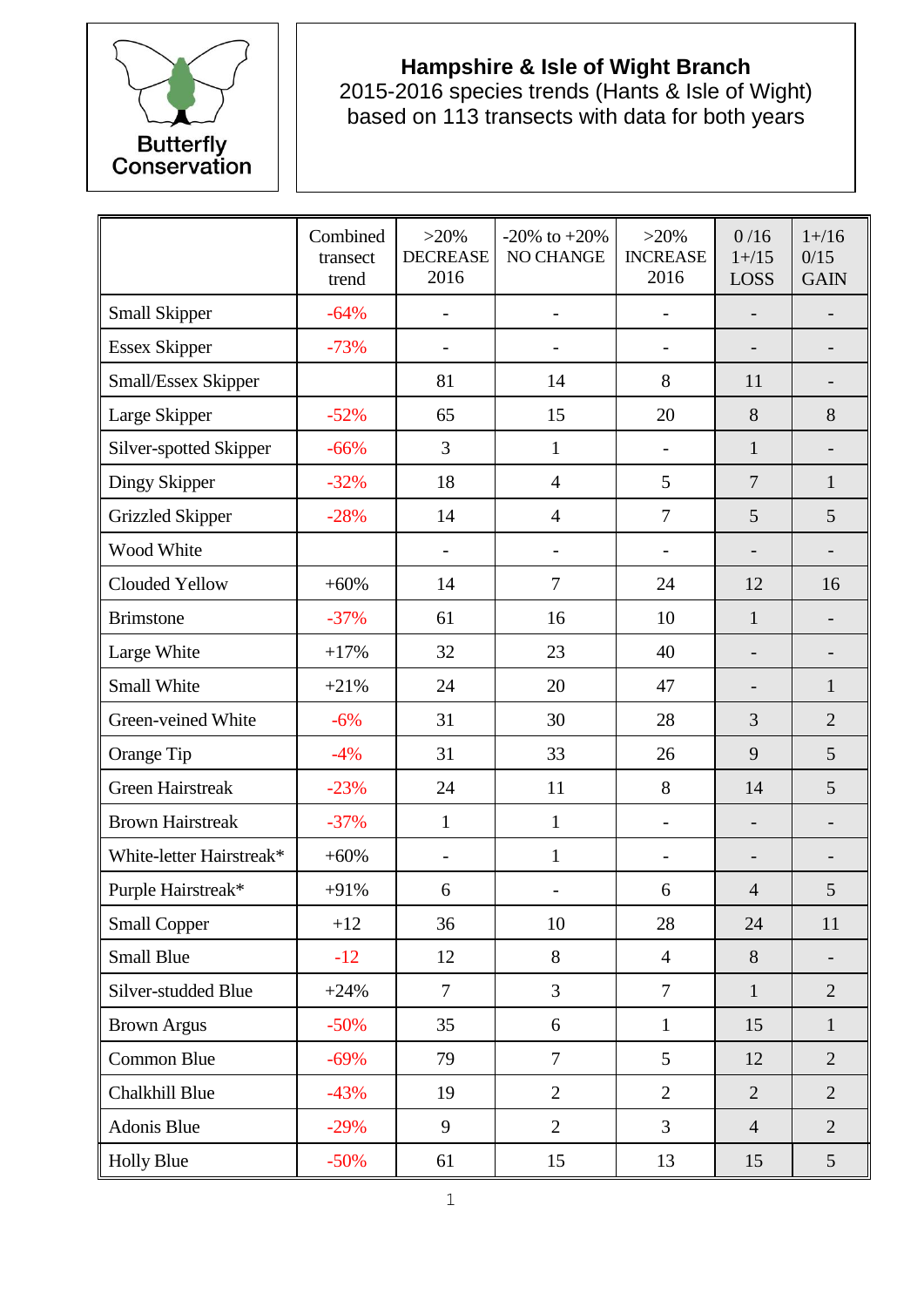Butterfly Conservation

**Hampshire & Isle of Wight Branch**
2015-2016 species trends (Hants & Isle of Wight)
based on 113 transects with data for both years

| | Combined transect trend | >20% DECREASE 2016 | -20% to +20% NO CHANGE | >20% INCREASE 2016 | 0 /16 1+/15 LOSS | 1+/16 0/15 GAIN |
|---|---|---|---|---|---|---|
| Small Skipper | -64% | - | - | - | - | - |
| Essex Skipper | -73% | - | - | - | - | - |
| Small/Essex Skipper | | 81 | 14 | 8 | 11 | - |
| Large Skipper | -52% | 65 | 15 | 20 | 8 | 8 |
| Silver-spotted Skipper | -66% | 3 | 1 | - | 1 | - |
| Dingy Skipper | -32% | 18 | 4 | 5 | 7 | 1 |
| Grizzled Skipper | -28% | 14 | 4 | 7 | 5 | 5 |
| Wood White | | - | - | - | - | - |
| Clouded Yellow | +60% | 14 | 7 | 24 | 12 | 16 |
| Brimstone | -37% | 61 | 16 | 10 | 1 | - |
| Large White | +17% | 32 | 23 | 40 | - | - |
| Small White | +21% | 24 | 20 | 47 | - | 1 |
| Green-veined White | -6% | 31 | 30 | 28 | 3 | 2 |
| Orange Tip | -4% | 31 | 33 | 26 | 9 | 5 |
| Green Hairstreak | -23% | 24 | 11 | 8 | 14 | 5 |
| Brown Hairstreak | -37% | 1 | 1 | - | - | - |
| White-letter Hairstreak* | +60% | - | 1 | - | - | - |
| Purple Hairstreak* | +91% | 6 | - | 6 | 4 | 5 |
| Small Copper | +12 | 36 | 10 | 28 | 24 | 11 |
| Small Blue | -12 | 12 | 8 | 4 | 8 | - |
| Silver-studded Blue | +24% | 7 | 3 | 7 | 1 | 2 |
| Brown Argus | -50% | 35 | 6 | 1 | 15 | 1 |
| Common Blue | -69% | 79 | 7 | 5 | 12 | 2 |
| Chalkhill Blue | -43% | 19 | 2 | 2 | 2 | 2 |
| Adonis Blue | -29% | 9 | 2 | 3 | 4 | 2 |
| Holly Blue | -50% | 61 | 15 | 13 | 15 | 5 |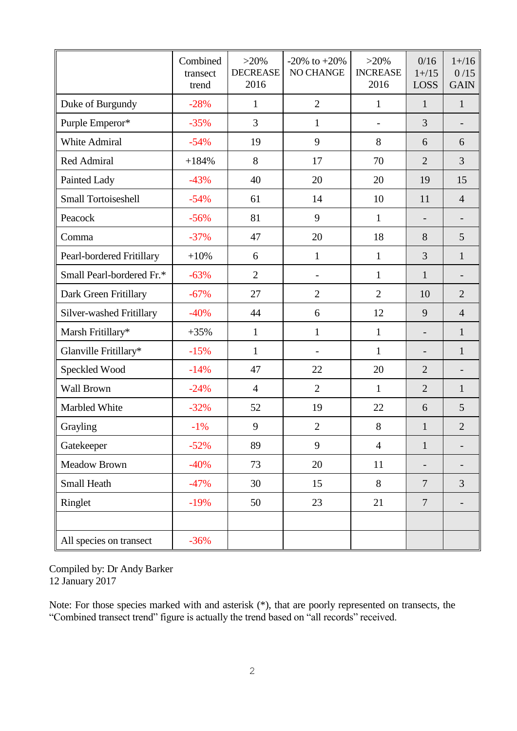| | Combined transect trend | >20% DECREASE 2016 | -20% to +20% NO CHANGE | >20% INCREASE 2016 | 0/16 1+/15 LOSS | 1+/16 0 /15 GAIN |
|---|---|---|---|---|---|---|
| Duke of Burgundy | -28% | 1 | 2 | 1 | 1 | 1 |
| Purple Emperor* | -35% | 3 | 1 | - | 3 | - |
| White Admiral | -54% | 19 | 9 | 8 | 6 | 6 |
| Red Admiral | +184% | 8 | 17 | 70 | 2 | 3 |
| Painted Lady | -43% | 40 | 20 | 20 | 19 | 15 |
| Small Tortoiseshell | -54% | 61 | 14 | 10 | 11 | 4 |
| Peacock | -56% | 81 | 9 | 1 | - | - |
| Comma | -37% | 47 | 20 | 18 | 8 | 5 |
| Pearl-bordered Fritillary | +10% | 6 | 1 | 1 | 3 | 1 |
| Small Pearl-bordered Fr.* | -63% | 2 | - | 1 | 1 | - |
| Dark Green Fritillary | -67% | 27 | 2 | 2 | 10 | 2 |
| Silver-washed Fritillary | -40% | 44 | 6 | 12 | 9 | 4 |
| Marsh Fritillary* | +35% | 1 | 1 | 1 | - | 1 |
| Glanville Fritillary* | -15% | 1 | - | 1 | - | 1 |
| Speckled Wood | -14% | 47 | 22 | 20 | 2 | - |
| Wall Brown | -24% | 4 | 2 | 1 | 2 | 1 |
| Marbled White | -32% | 52 | 19 | 22 | 6 | 5 |
| Grayling | -1% | 9 | 2 | 8 | 1 | 2 |
| Gatekeeper | -52% | 89 | 9 | 4 | 1 | - |
| Meadow Brown | -40% | 73 | 20 | 11 | - | - |
| Small Heath | -47% | 30 | 15 | 8 | 7 | 3 |
| Ringlet | -19% | 50 | 23 | 21 | 7 | - |
| | | | | | | |
| All species on transect | -36% | | | | | |

Compiled by: Dr Andy Barker
12 January 2017

Note: For those species marked with and asterisk (*), that are poorly represented on transects, the "Combined transect trend" figure is actually the trend based on "all records" received.